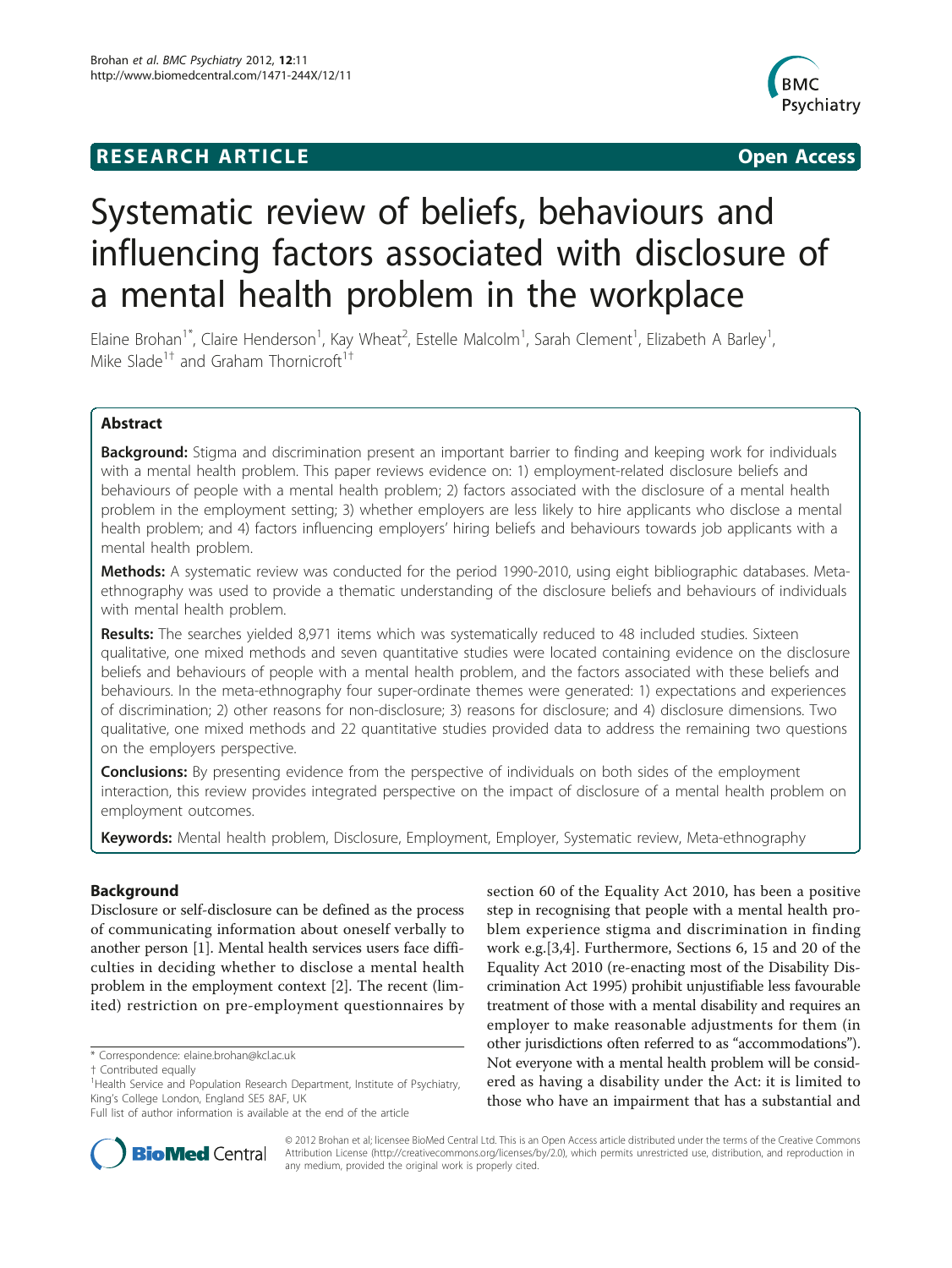**RESEARCH ARTICLE** **Open Access**

# Systematic review of beliefs, behaviours and influencing factors associated with disclosure of a mental health problem in the workplace

Elaine Brohan[1*], Claire Henderson[1], Kay Wheat[2], Estelle Malcolm[1], Sarah Clement[1], Elizabeth A Barley[1], Mike Slade[1†] and Graham Thornicroft[1†]

## Abstract

**Background:** Stigma and discrimination present an important barrier to finding and keeping work for individuals with a mental health problem. This paper reviews evidence on: 1) employment-related disclosure beliefs and behaviours of people with a mental health problem; 2) factors associated with the disclosure of a mental health problem in the employment setting; 3) whether employers are less likely to hire applicants who disclose a mental health problem; and 4) factors influencing employers' hiring beliefs and behaviours towards job applicants with a mental health problem.

**Methods:** A systematic review was conducted for the period 1990-2010, using eight bibliographic databases. Meta-ethnography was used to provide a thematic understanding of the disclosure beliefs and behaviours of individuals with mental health problem.

**Results:** The searches yielded 8,971 items which was systematically reduced to 48 included studies. Sixteen qualitative, one mixed methods and seven quantitative studies were located containing evidence on the disclosure beliefs and behaviours of people with a mental health problem, and the factors associated with these beliefs and behaviours. In the meta-ethnography four super-ordinate themes were generated: 1) expectations and experiences of discrimination; 2) other reasons for non-disclosure; 3) reasons for disclosure; and 4) disclosure dimensions. Two qualitative, one mixed methods and 22 quantitative studies provided data to address the remaining two questions on the employers perspective.

**Conclusions:** By presenting evidence from the perspective of individuals on both sides of the employment interaction, this review provides integrated perspective on the impact of disclosure of a mental health problem on employment outcomes.

**Keywords:** Mental health problem, Disclosure, Employment, Employer, Systematic review, Meta-ethnography

## Background

Disclosure or self-disclosure can be defined as the process of communicating information about oneself verbally to another person [1]. Mental health services users face difficulties in deciding whether to disclose a mental health problem in the employment context [2]. The recent (limited) restriction on pre-employment questionnaires by section 60 of the Equality Act 2010, has been a positive step in recognising that people with a mental health problem experience stigma and discrimination in finding work e.g.[3,4]. Furthermore, Sections 6, 15 and 20 of the Equality Act 2010 (re-enacting most of the Disability Discrimination Act 1995) prohibit unjustifiable less favourable treatment of those with a mental disability and requires an employer to make reasonable adjustments for them (in other jurisdictions often referred to as "accommodations"). Not everyone with a mental health problem will be considered as having a disability under the Act: it is limited to those who have an impairment that has a substantial and

\* Correspondence: elaine.brohan@kcl.ac.uk
† Contributed equally
[1]Health Service and Population Research Department, Institute of Psychiatry, King's College London, England SE5 8AF, UK
Full list of author information is available at the end of the article

© 2012 Brohan et al; licensee BioMed Central Ltd. This is an Open Access article distributed under the terms of the Creative Commons Attribution License (http://creativecommons.org/licenses/by/2.0), which permits unrestricted use, distribution, and reproduction in any medium, provided the original work is properly cited.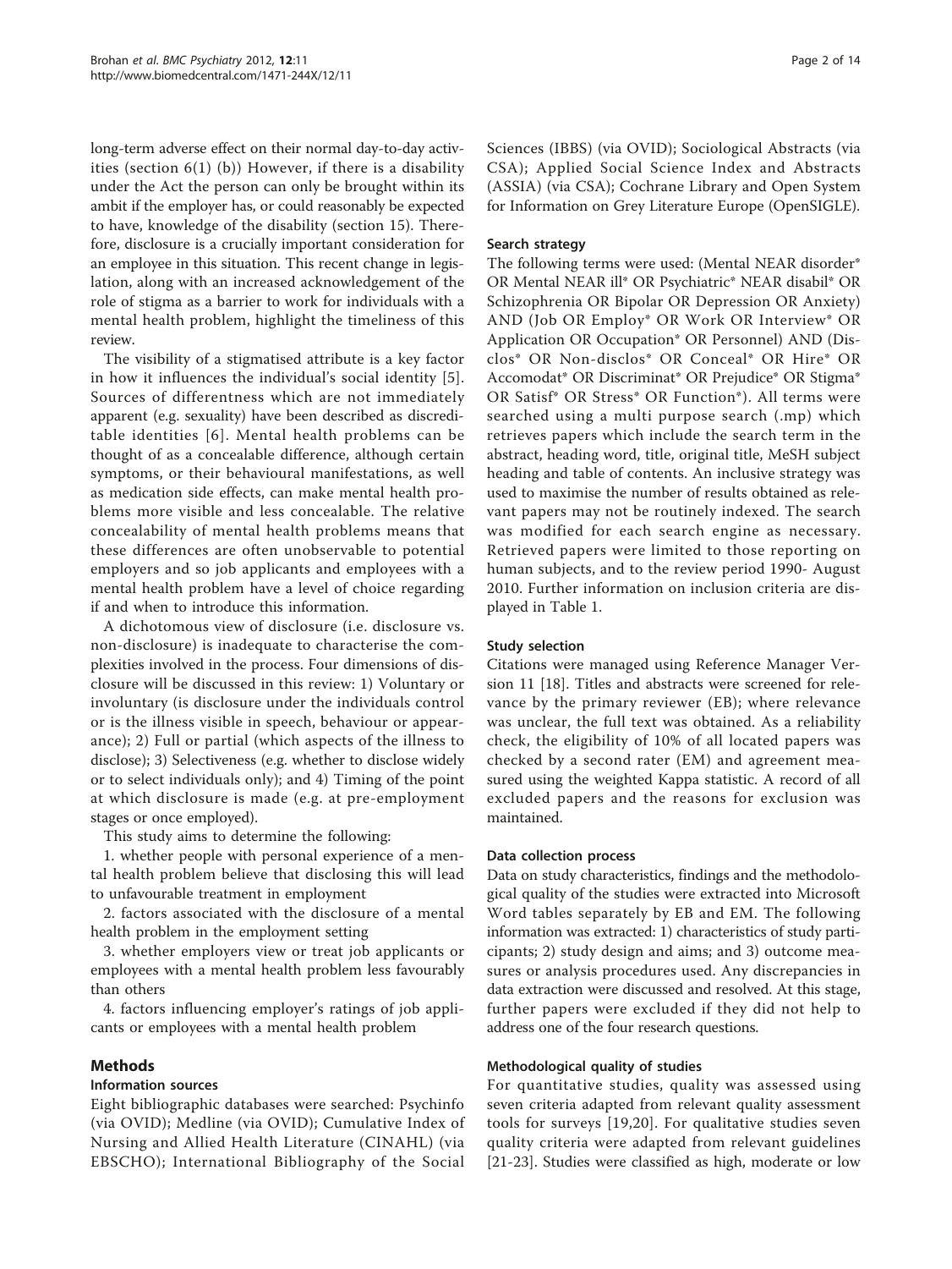long-term adverse effect on their normal day-to-day activities (section 6(1) (b)) However, if there is a disability under the Act the person can only be brought within its ambit if the employer has, or could reasonably be expected to have, knowledge of the disability (section 15). Therefore, disclosure is a crucially important consideration for an employee in this situation. This recent change in legislation, along with an increased acknowledgement of the role of stigma as a barrier to work for individuals with a mental health problem, highlight the timeliness of this review.

The visibility of a stigmatised attribute is a key factor in how it influences the individual's social identity [5]. Sources of differentness which are not immediately apparent (e.g. sexuality) have been described as discreditable identities [6]. Mental health problems can be thought of as a concealable difference, although certain symptoms, or their behavioural manifestations, as well as medication side effects, can make mental health problems more visible and less concealable. The relative concealability of mental health problems means that these differences are often unobservable to potential employers and so job applicants and employees with a mental health problem have a level of choice regarding if and when to introduce this information.

A dichotomous view of disclosure (i.e. disclosure vs. non-disclosure) is inadequate to characterise the complexities involved in the process. Four dimensions of disclosure will be discussed in this review: 1) Voluntary or involuntary (is disclosure under the individuals control or is the illness visible in speech, behaviour or appearance); 2) Full or partial (which aspects of the illness to disclose); 3) Selectiveness (e.g. whether to disclose widely or to select individuals only); and 4) Timing of the point at which disclosure is made (e.g. at pre-employment stages or once employed).

This study aims to determine the following:

1. whether people with personal experience of a mental health problem believe that disclosing this will lead to unfavourable treatment in employment

2. factors associated with the disclosure of a mental health problem in the employment setting

3. whether employers view or treat job applicants or employees with a mental health problem less favourably than others

4. factors influencing employer's ratings of job applicants or employees with a mental health problem

## Methods

### Information sources

Eight bibliographic databases were searched: Psychinfo (via OVID); Medline (via OVID); Cumulative Index of Nursing and Allied Health Literature (CINAHL) (via EBSCHO); International Bibliography of the Social Sciences (IBBS) (via OVID); Sociological Abstracts (via CSA); Applied Social Science Index and Abstracts (ASSIA) (via CSA); Cochrane Library and Open System for Information on Grey Literature Europe (OpenSIGLE).

### Search strategy

The following terms were used: (Mental NEAR disorder* OR Mental NEAR ill* OR Psychiatric* NEAR disabil* OR Schizophrenia OR Bipolar OR Depression OR Anxiety) AND (Job OR Employ* OR Work OR Interview* OR Application OR Occupation* OR Personnel) AND (Disclos* OR Non-disclos* OR Conceal* OR Hire* OR Accomodat* OR Discriminat* OR Prejudice* OR Stigma* OR Satisf* OR Stress* OR Function*). All terms were searched using a multi purpose search (.mp) which retrieves papers which include the search term in the abstract, heading word, title, original title, MeSH subject heading and table of contents. An inclusive strategy was used to maximise the number of results obtained as relevant papers may not be routinely indexed. The search was modified for each search engine as necessary. Retrieved papers were limited to those reporting on human subjects, and to the review period 1990- August 2010. Further information on inclusion criteria are displayed in Table 1.

### Study selection

Citations were managed using Reference Manager Version 11 [18]. Titles and abstracts were screened for relevance by the primary reviewer (EB); where relevance was unclear, the full text was obtained. As a reliability check, the eligibility of 10% of all located papers was checked by a second rater (EM) and agreement measured using the weighted Kappa statistic. A record of all excluded papers and the reasons for exclusion was maintained.

### Data collection process

Data on study characteristics, findings and the methodological quality of the studies were extracted into Microsoft Word tables separately by EB and EM. The following information was extracted: 1) characteristics of study participants; 2) study design and aims; and 3) outcome measures or analysis procedures used. Any discrepancies in data extraction were discussed and resolved. At this stage, further papers were excluded if they did not help to address one of the four research questions.

### Methodological quality of studies

For quantitative studies, quality was assessed using seven criteria adapted from relevant quality assessment tools for surveys [19,20]. For qualitative studies seven quality criteria were adapted from relevant guidelines [21-23]. Studies were classified as high, moderate or low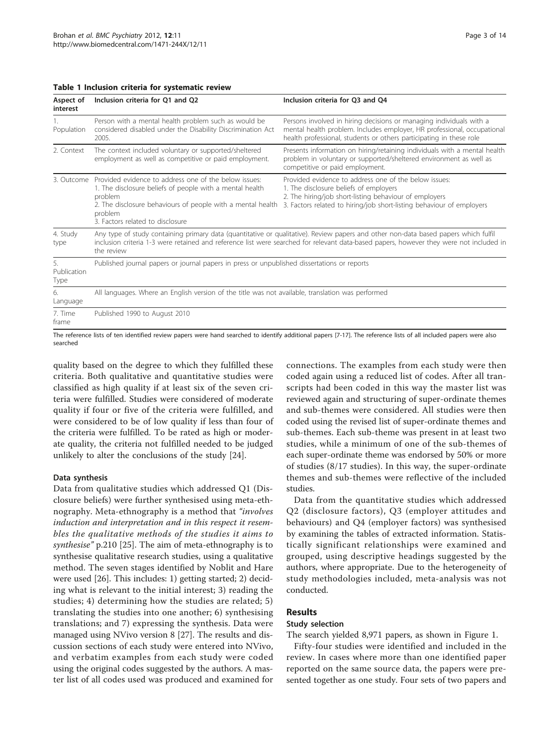**Table 1 Inclusion criteria for systematic review**

| Aspect of interest | Inclusion criteria for Q1 and Q2 | Inclusion criteria for Q3 and Q4 |
|---|---|---|
| 1. Population | Person with a mental health problem such as would be considered disabled under the Disability Discrimination Act 2005. | Persons involved in hiring decisions or managing individuals with a mental health problem. Includes employer, HR professional, occupational health professional, students or others participating in these role |
| 2. Context | The context included voluntary or supported/sheltered employment as well as competitive or paid employment. | Presents information on hiring/retaining individuals with a mental health problem in voluntary or supported/sheltered environment as well as competitive or paid employment. |
| 3. Outcome | Provided evidence to address one of the below issues: 1. The disclosure beliefs of people with a mental health problem 2. The disclosure behaviours of people with a mental health problem 3. Factors related to disclosure | Provided evidence to address one of the below issues: 1. The disclosure beliefs of employers 2. The hiring/job short-listing behaviour of employers 3. Factors related to hiring/job short-listing behaviour of employers |
| 4. Study type | Any type of study containing primary data (quantitative or qualitative). Review papers and other non-data based papers which fulfil inclusion criteria 1-3 were retained and reference list were searched for relevant data-based papers, however they were not included in the review | |
| 5. Publication Type | Published journal papers or journal papers in press or unpublished dissertations or reports | |
| 6. Language | All languages. Where an English version of the title was not available, translation was performed | |
| 7. Time frame | Published 1990 to August 2010 | |

The reference lists of ten identified review papers were hand searched to identify additional papers [7-17]. The reference lists of all included papers were also searched

quality based on the degree to which they fulfilled these criteria. Both qualitative and quantitative studies were classified as high quality if at least six of the seven criteria were fulfilled. Studies were considered of moderate quality if four or five of the criteria were fulfilled, and were considered to be of low quality if less than four of the criteria were fulfilled. To be rated as high or moderate quality, the criteria not fulfilled needed to be judged unlikely to alter the conclusions of the study [24].

### Data synthesis

Data from qualitative studies which addressed Q1 (Disclosure beliefs) were further synthesised using meta-ethnography. Meta-ethnography is a method that *"involves induction and interpretation and in this respect it resembles the qualitative methods of the studies it aims to synthesise"* p.210 [25]. The aim of meta-ethnography is to synthesise qualitative research studies, using a qualitative method. The seven stages identified by Noblit and Hare were used [26]. This includes: 1) getting started; 2) deciding what is relevant to the initial interest; 3) reading the studies; 4) determining how the studies are related; 5) translating the studies into one another; 6) synthesising translations; and 7) expressing the synthesis. Data were managed using NVivo version 8 [27]. The results and discussion sections of each study were entered into NVivo, and verbatim examples from each study were coded using the original codes suggested by the authors. A master list of all codes used was produced and examined for connections. The examples from each study were then coded again using a reduced list of codes. After all transcripts had been coded in this way the master list was reviewed again and structuring of super-ordinate themes and sub-themes were considered. All studies were then coded using the revised list of super-ordinate themes and sub-themes. Each sub-theme was present in at least two studies, while a minimum of one of the sub-themes of each super-ordinate theme was endorsed by 50% or more of studies (8/17 studies). In this way, the super-ordinate themes and sub-themes were reflective of the included studies.

Data from the quantitative studies which addressed Q2 (disclosure factors), Q3 (employer attitudes and behaviours) and Q4 (employer factors) was synthesised by examining the tables of extracted information. Statistically significant relationships were examined and grouped, using descriptive headings suggested by the authors, where appropriate. Due to the heterogeneity of study methodologies included, meta-analysis was not conducted.

## Results

### Study selection

The search yielded 8,971 papers, as shown in Figure 1.

Fifty-four studies were identified and included in the review. In cases where more than one identified paper reported on the same source data, the papers were presented together as one study. Four sets of two papers and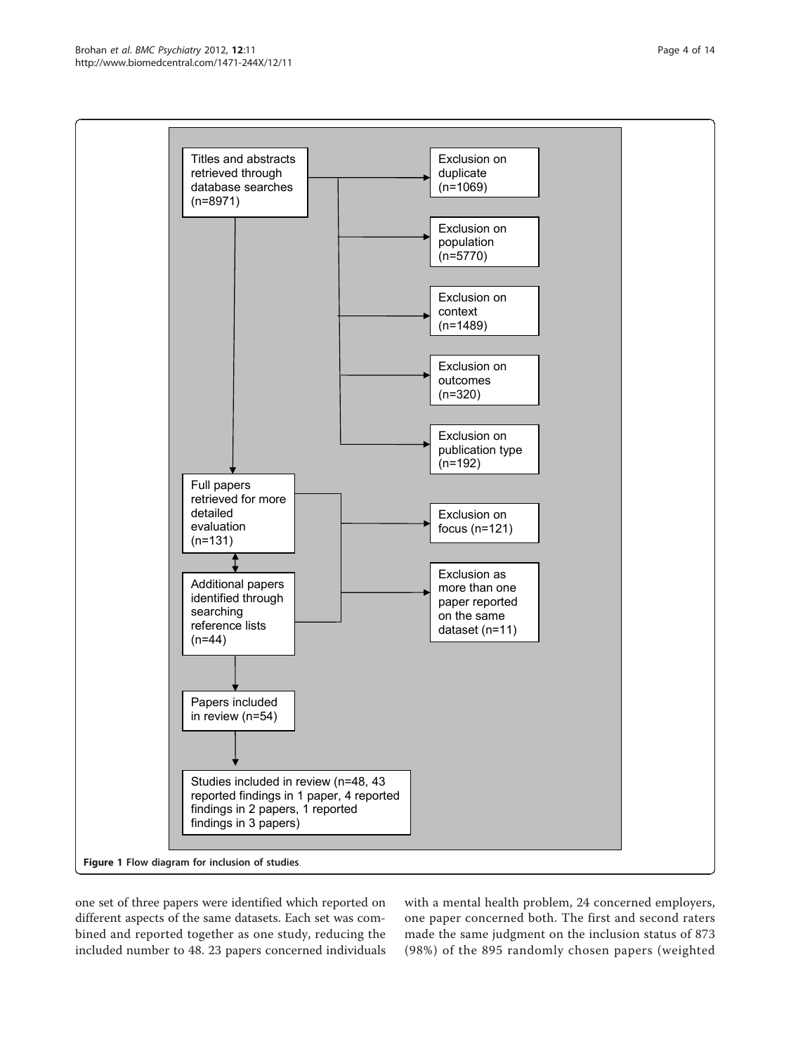Titles and abstracts retrieved through database searches (n=8971)

Exclusion on duplicate (n=1069)

Exclusion on population (n=5770)

Exclusion on context (n=1489)

Exclusion on outcomes (n=320)

Exclusion on publication type (n=192)

Full papers retrieved for more detailed evaluation (n=131)

Additional papers identified through searching reference lists (n=44)

Exclusion on focus (n=121)

Exclusion as more than one paper reported on the same dataset (n=11)

Papers included in review (n=54)

Studies included in review (n=48, 43 reported findings in 1 paper, 4 reported findings in 2 papers, 1 reported findings in 3 papers)

**Figure 1 Flow diagram for inclusion of studies.**

one set of three papers were identified which reported on different aspects of the same datasets. Each set was combined and reported together as one study, reducing the included number to 48. 23 papers concerned individuals with a mental health problem, 24 concerned employers, one paper concerned both. The first and second raters made the same judgment on the inclusion status of 873 (98%) of the 895 randomly chosen papers (weighted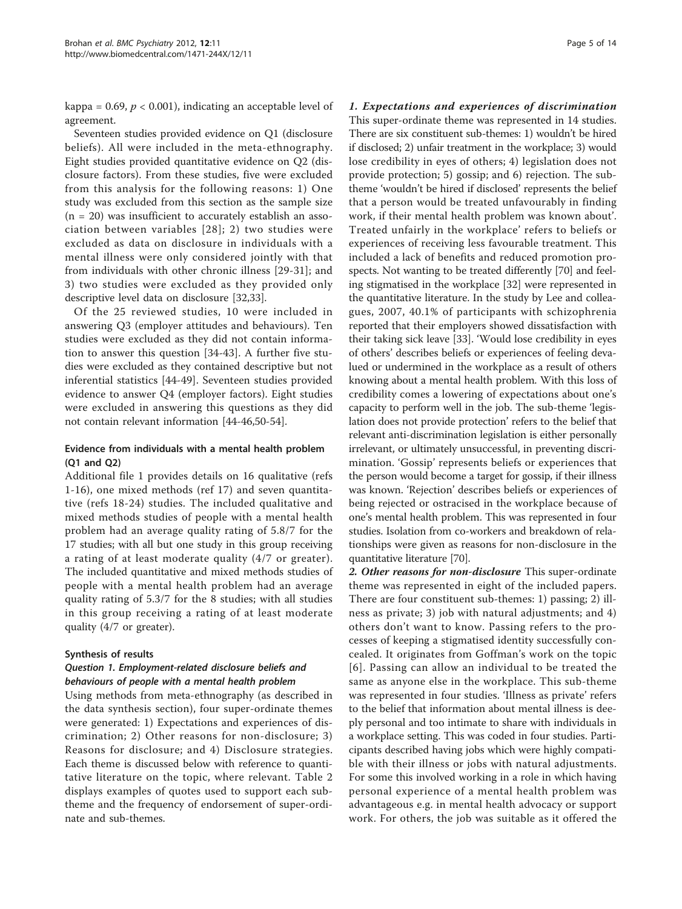kappa = 0.69, $p < 0.001$), indicating an acceptable level of agreement.

Seventeen studies provided evidence on Q1 (disclosure beliefs). All were included in the meta-ethnography. Eight studies provided quantitative evidence on Q2 (disclosure factors). From these studies, five were excluded from this analysis for the following reasons: 1) One study was excluded from this section as the sample size (n = 20) was insufficient to accurately establish an association between variables [28]; 2) two studies were excluded as data on disclosure in individuals with a mental illness were only considered jointly with that from individuals with other chronic illness [29-31]; and 3) two studies were excluded as they provided only descriptive level data on disclosure [32,33].

Of the 25 reviewed studies, 10 were included in answering Q3 (employer attitudes and behaviours). Ten studies were excluded as they did not contain information to answer this question [34-43]. A further five studies were excluded as they contained descriptive but not inferential statistics [44-49]. Seventeen studies provided evidence to answer Q4 (employer factors). Eight studies were excluded in answering this questions as they did not contain relevant information [44-46,50-54].

### Evidence from individuals with a mental health problem (Q1 and Q2)

Additional file 1 provides details on 16 qualitative (refs 1-16), one mixed methods (ref 17) and seven quantitative (refs 18-24) studies. The included qualitative and mixed methods studies of people with a mental health problem had an average quality rating of 5.8/7 for the 17 studies; with all but one study in this group receiving a rating of at least moderate quality (4/7 or greater). The included quantitative and mixed methods studies of people with a mental health problem had an average quality rating of 5.3/7 for the 8 studies; with all studies in this group receiving a rating of at least moderate quality (4/7 or greater).

### Synthesis of results

#### *Question 1. Employment-related disclosure beliefs and behaviours of people with a mental health problem*

Using methods from meta-ethnography (as described in the data synthesis section), four super-ordinate themes were generated: 1) Expectations and experiences of discrimination; 2) Other reasons for non-disclosure; 3) Reasons for disclosure; and 4) Disclosure strategies. Each theme is discussed below with reference to quantitative literature on the topic, where relevant. Table 2 displays examples of quotes used to support each sub-theme and the frequency of endorsement of super-ordinate and sub-themes.

***1. Expectations and experiences of discrimination*** This super-ordinate theme was represented in 14 studies. There are six constituent sub-themes: 1) wouldn't be hired if disclosed; 2) unfair treatment in the workplace; 3) would lose credibility in eyes of others; 4) legislation does not provide protection; 5) gossip; and 6) rejection. The sub-theme 'wouldn't be hired if disclosed' represents the belief that a person would be treated unfavourably in finding work, if their mental health problem was known about'. Treated unfairly in the workplace' refers to beliefs or experiences of receiving less favourable treatment. This included a lack of benefits and reduced promotion prospects. Not wanting to be treated differently [70] and feeling stigmatised in the workplace [32] were represented in the quantitative literature. In the study by Lee and colleagues, 2007, 40.1% of participants with schizophrenia reported that their employers showed dissatisfaction with their taking sick leave [33]. 'Would lose credibility in eyes of others' describes beliefs or experiences of feeling devalued or undermined in the workplace as a result of others knowing about a mental health problem. With this loss of credibility comes a lowering of expectations about one's capacity to perform well in the job. The sub-theme 'legislation does not provide protection' refers to the belief that relevant anti-discrimination legislation is either personally irrelevant, or ultimately unsuccessful, in preventing discrimination. 'Gossip' represents beliefs or experiences that the person would become a target for gossip, if their illness was known. 'Rejection' describes beliefs or experiences of being rejected or ostracised in the workplace because of one's mental health problem. This was represented in four studies. Isolation from co-workers and breakdown of relationships were given as reasons for non-disclosure in the quantitative literature [70].

***2. Other reasons for non-disclosure*** This super-ordinate theme was represented in eight of the included papers. There are four constituent sub-themes: 1) passing; 2) illness as private; 3) job with natural adjustments; and 4) others don't want to know. Passing refers to the processes of keeping a stigmatised identity successfully concealed. It originates from Goffman's work on the topic [6]. Passing can allow an individual to be treated the same as anyone else in the workplace. This sub-theme was represented in four studies. 'Illness as private' refers to the belief that information about mental illness is deeply personal and too intimate to share with individuals in a workplace setting. This was coded in four studies. Participants described having jobs which were highly compatible with their illness or jobs with natural adjustments. For some this involved working in a role in which having personal experience of a mental health problem was advantageous e.g. in mental health advocacy or support work. For others, the job was suitable as it offered the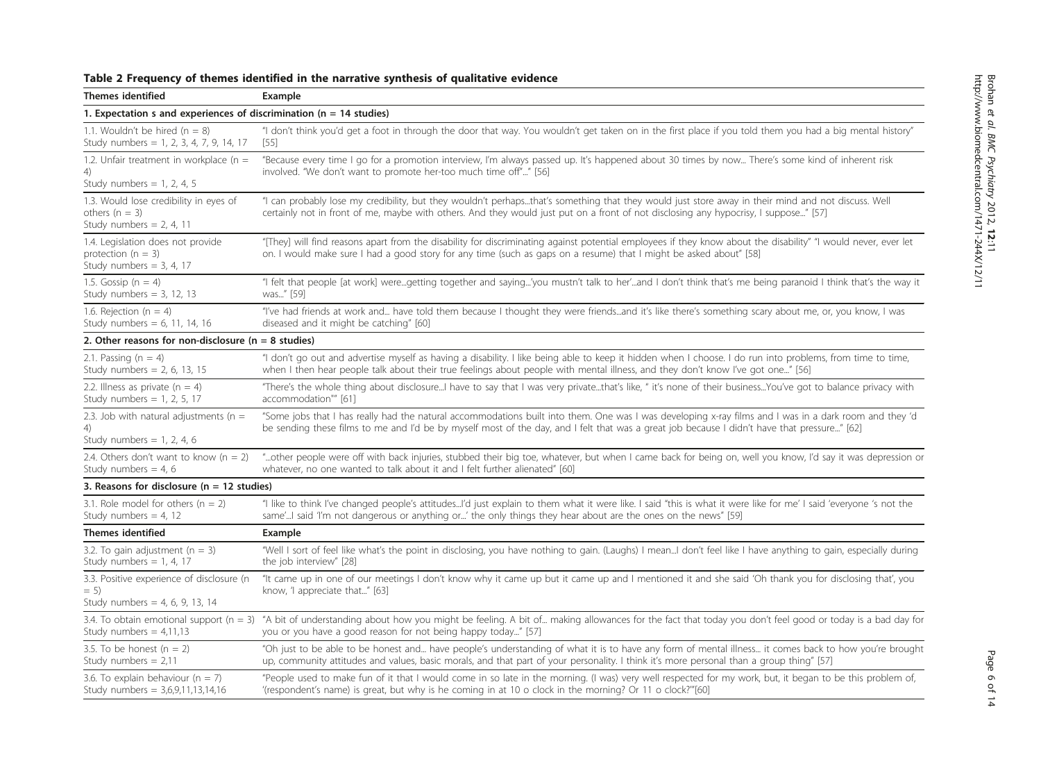**Table 2 Frequency of themes identified in the narrative synthesis of qualitative evidence**

| Themes identified | Example |
|---|---|
| **1. Expectation s and experiences of discrimination (n = 14 studies)** | |
| 1.1. Wouldn't be hired (n = 8) Study numbers = 1, 2, 3, 4, 7, 9, 14, 17 | "I don't think you'd get a foot in through the door that way. You wouldn't get taken on in the first place if you told them you had a big mental history" [55] |
| 1.2. Unfair treatment in workplace (n = 4) Study numbers = 1, 2, 4, 5 | "Because every time I go for a promotion interview, I'm always passed up. It's happened about 30 times by now... There's some kind of inherent risk involved. "We don't want to promote her-too much time off"..." [56] |
| 1.3. Would lose credibility in eyes of others (n = 3) Study numbers = 2, 4, 11 | "I can probably lose my credibility, but they wouldn't perhaps...that's something that they would just store away in their mind and not discuss. Well certainly not in front of me, maybe with others. And they would just put on a front of not disclosing any hypocrisy, I suppose..." [57] |
| 1.4. Legislation does not provide protection (n = 3) Study numbers = 3, 4, 17 | "[They] will find reasons apart from the disability for discriminating against potential employees if they know about the disability" "I would never, ever let on. I would make sure I had a good story for any time (such as gaps on a resume) that I might be asked about" [58] |
| 1.5. Gossip (n = 4) Study numbers = 3, 12, 13 | "I felt that people [at work] were...getting together and saying...'you mustn't talk to her'...and I don't think that's me being paranoid I think that's the way it was..." [59] |
| 1.6. Rejection (n = 4) Study numbers = 6, 11, 14, 16 | "I've had friends at work and... have told them because I thought they were friends...and it's like there's something scary about me, or, you know, I was diseased and it might be catching" [60] |
| **2. Other reasons for non-disclosure (n = 8 studies)** | |
| 2.1. Passing (n = 4) Study numbers = 2, 6, 13, 15 | "I don't go out and advertise myself as having a disability. I like being able to keep it hidden when I choose. I do run into problems, from time to time, when I then hear people talk about their true feelings about people with mental illness, and they don't know I've got one..." [56] |
| 2.2. Illness as private (n = 4) Study numbers = 1, 2, 5, 17 | "There's the whole thing about disclosure...I have to say that I was very private...that's like, " it's none of their business...You've got to balance privacy with accommodation"" [61] |
| 2.3. Job with natural adjustments (n = 4) Study numbers = 1, 2, 4, 6 | "Some jobs that I has really had the natural accommodations built into them. One was I was developing x-ray films and I was in a dark room and they 'd be sending these films to me and I'd be by myself most of the day, and I felt that was a great job because I didn't have that pressure..." [62] |
| 2.4. Others don't want to know (n = 2) Study numbers = 4, 6 | "...other people were off with back injuries, stubbed their big toe, whatever, but when I came back for being on, well you know, I'd say it was depression or whatever, no one wanted to talk about it and I felt further alienated" [60] |
| **3. Reasons for disclosure (n = 12 studies)** | |
| 3.1. Role model for others (n = 2) Study numbers = 4, 12 | "I like to think I've changed people's attitudes...I'd just explain to them what it were like. I said "this is what it were like for me' I said 'everyone 's not the same'...I said 'I'm not dangerous or anything or...' the only things they hear about are the ones on the news" [59] |
| 3.2. To gain adjustment (n = 3) Study numbers = 1, 4, 17 | "Well I sort of feel like what's the point in disclosing, you have nothing to gain. (Laughs) I mean...I don't feel like I have anything to gain, especially during the job interview" [28] |
| 3.3. Positive experience of disclosure (n = 5) Study numbers = 4, 6, 9, 13, 14 | "It came up in one of our meetings I don't know why it came up but it came up and I mentioned it and she said 'Oh thank you for disclosing that', you know, 'I appreciate that...'" [63] |
| 3.4. To obtain emotional support (n = 3) Study numbers = 4,11,13 | "A bit of understanding about how you might be feeling. A bit of... making allowances for the fact that today you don't feel good or today is a bad day for you or you have a good reason for not being happy today..." [57] |
| 3.5. To be honest (n = 2) Study numbers = 2,11 | "Oh just to be able to be honest and... have people's understanding of what it is to have any form of mental illness... it comes back to how you're brought up, community attitudes and values, basic morals, and that part of your personality. I think it's more personal than a group thing" [57] |
| 3.6. To explain behaviour (n = 7) Study numbers = 3,6,9,11,13,14,16 | "People used to make fun of it that I would come in so late in the morning. (I was) very well respected for my work, but, it began to be this problem of, '(respondent's name) is great, but why is he coming in at 10 o clock in the morning? Or 11 o clock?'"[60] |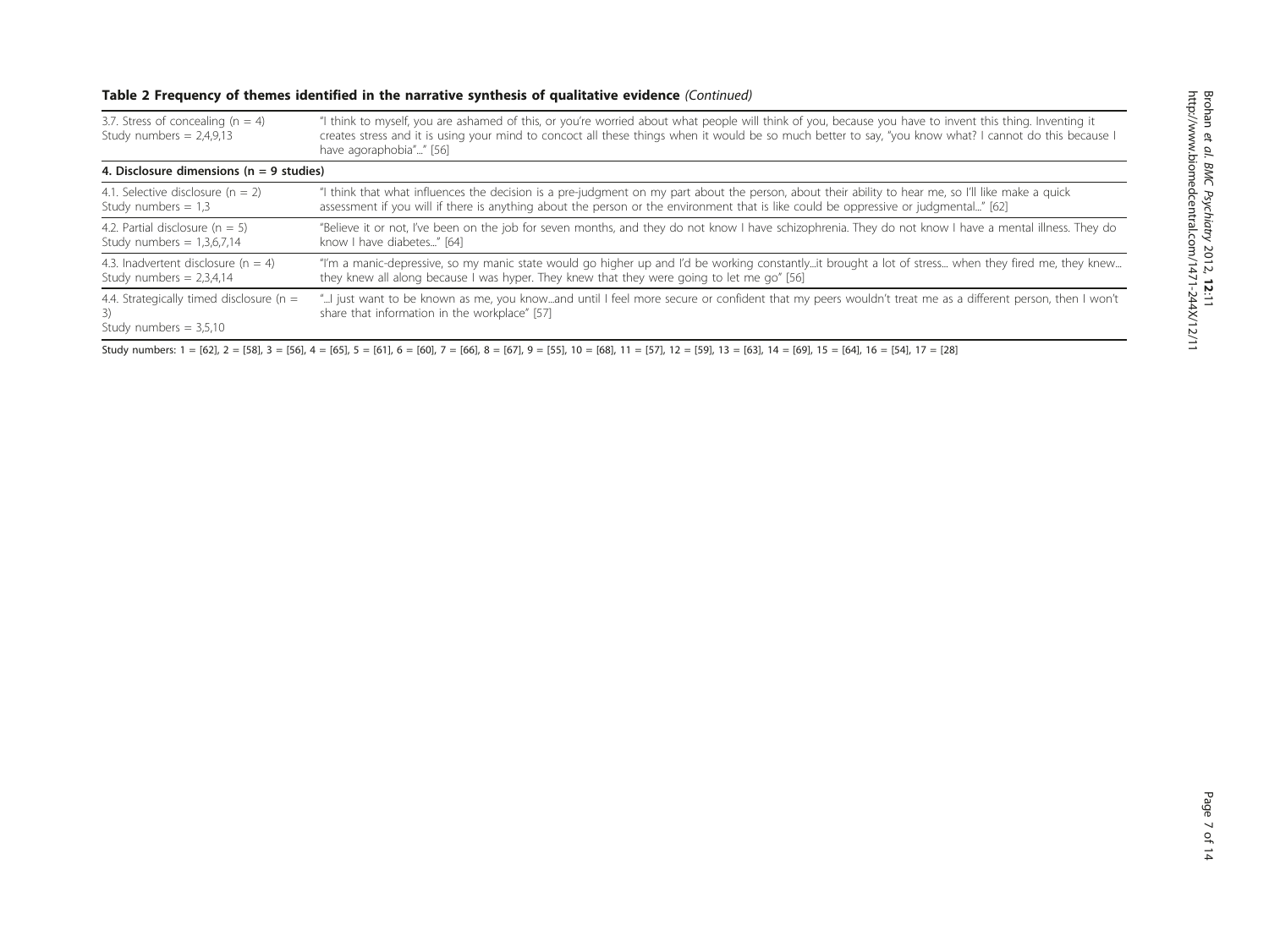**Table 2 Frequency of themes identified in the narrative synthesis of qualitative evidence** *(Continued)*

| | |
|---|---|
| 3.7. Stress of concealing (n = 4) Study numbers = 2,4,9,13 | "I think to myself, you are ashamed of this, or you're worried about what people will think of you, because you have to invent this thing. Inventing it creates stress and it is using your mind to concoct all these things when it would be so much better to say, "you know what? I cannot do this because I have agoraphobia"..." [56] |
| **4. Disclosure dimensions (n = 9 studies)** | |
| 4.1. Selective disclosure (n = 2) Study numbers = 1,3 | "I think that what influences the decision is a pre-judgment on my part about the person, about their ability to hear me, so I'll like make a quick assessment if you will if there is anything about the person or the environment that is like could be oppressive or judgmental..." [62] |
| 4.2. Partial disclosure (n = 5) Study numbers = 1,3,6,7,14 | "Believe it or not, I've been on the job for seven months, and they do not know I have schizophrenia. They do not know I have a mental illness. They do know I have diabetes..." [64] |
| 4.3. Inadvertent disclosure (n = 4) Study numbers = 2,3,4,14 | "I'm a manic-depressive, so my manic state would go higher up and I'd be working constantly...it brought a lot of stress... when they fired me, they knew... they knew all along because I was hyper. They knew that they were going to let me go" [56] |
| 4.4. Strategically timed disclosure (n = 3) Study numbers = 3,5,10 | "...I just want to be known as me, you know...and until I feel more secure or confident that my peers wouldn't treat me as a different person, then I won't share that information in the workplace" [57] |

Study numbers: 1 = [62], 2 = [58], 3 = [56], 4 = [65], 5 = [61], 6 = [60], 7 = [66], 8 = [67], 9 = [55], 10 = [68], 11 = [57], 12 = [59], 13 = [63], 14 = [69], 15 = [64], 16 = [54], 17 = [28]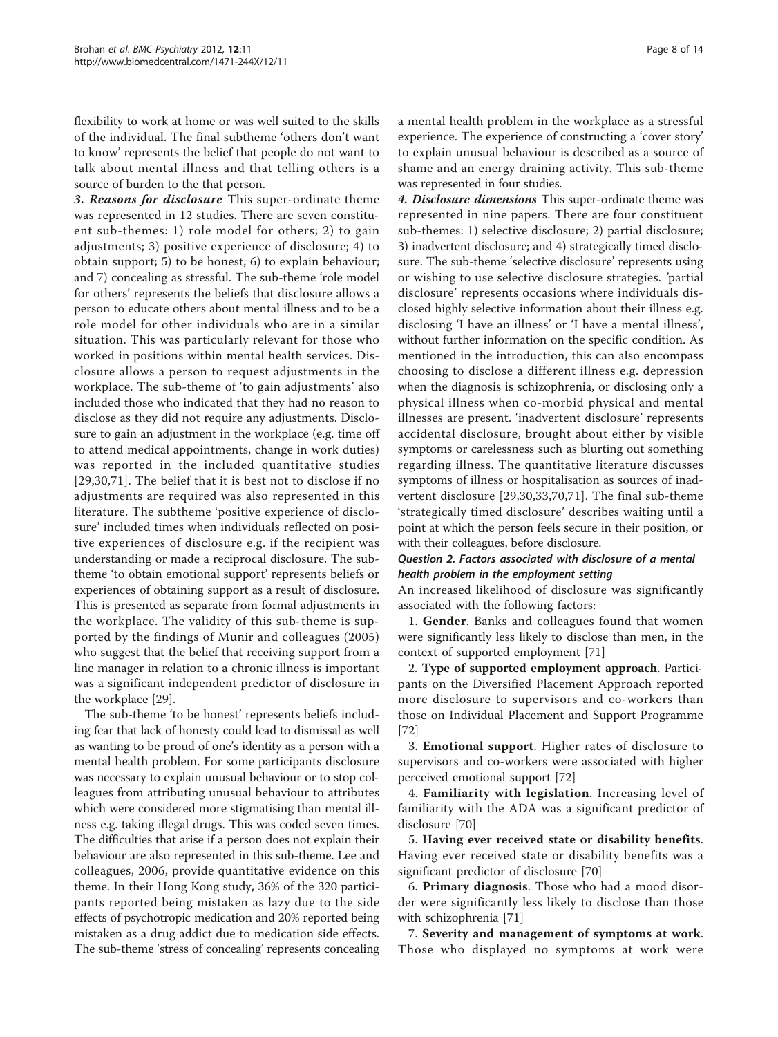flexibility to work at home or was well suited to the skills of the individual. The final subtheme 'others don't want to know' represents the belief that people do not want to talk about mental illness and that telling others is a source of burden to the that person.

***3. Reasons for disclosure*** This super-ordinate theme was represented in 12 studies. There are seven constituent sub-themes: 1) role model for others; 2) to gain adjustments; 3) positive experience of disclosure; 4) to obtain support; 5) to be honest; 6) to explain behaviour; and 7) concealing as stressful. The sub-theme 'role model for others' represents the beliefs that disclosure allows a person to educate others about mental illness and to be a role model for other individuals who are in a similar situation. This was particularly relevant for those who worked in positions within mental health services. Disclosure allows a person to request adjustments in the workplace. The sub-theme of 'to gain adjustments' also included those who indicated that they had no reason to disclose as they did not require any adjustments. Disclosure to gain an adjustment in the workplace (e.g. time off to attend medical appointments, change in work duties) was reported in the included quantitative studies [29,30,71]. The belief that it is best not to disclose if no adjustments are required was also represented in this literature. The subtheme 'positive experience of disclosure' included times when individuals reflected on positive experiences of disclosure e.g. if the recipient was understanding or made a reciprocal disclosure. The subtheme 'to obtain emotional support' represents beliefs or experiences of obtaining support as a result of disclosure. This is presented as separate from formal adjustments in the workplace. The validity of this sub-theme is supported by the findings of Munir and colleagues (2005) who suggest that the belief that receiving support from a line manager in relation to a chronic illness is important was a significant independent predictor of disclosure in the workplace [29].

The sub-theme 'to be honest' represents beliefs including fear that lack of honesty could lead to dismissal as well as wanting to be proud of one's identity as a person with a mental health problem. For some participants disclosure was necessary to explain unusual behaviour or to stop colleagues from attributing unusual behaviour to attributes which were considered more stigmatising than mental illness e.g. taking illegal drugs. This was coded seven times. The difficulties that arise if a person does not explain their behaviour are also represented in this sub-theme. Lee and colleagues, 2006, provide quantitative evidence on this theme. In their Hong Kong study, 36% of the 320 participants reported being mistaken as lazy due to the side effects of psychotropic medication and 20% reported being mistaken as a drug addict due to medication side effects. The sub-theme 'stress of concealing' represents concealing a mental health problem in the workplace as a stressful experience. The experience of constructing a 'cover story' to explain unusual behaviour is described as a source of shame and an energy draining activity. This sub-theme was represented in four studies.

***4. Disclosure dimensions*** This super-ordinate theme was represented in nine papers. There are four constituent sub-themes: 1) selective disclosure; 2) partial disclosure; 3) inadvertent disclosure; and 4) strategically timed disclosure. The sub-theme 'selective disclosure' represents using or wishing to use selective disclosure strategies. 'partial disclosure' represents occasions where individuals disclosed highly selective information about their illness e.g. disclosing 'I have an illness' or 'I have a mental illness', without further information on the specific condition. As mentioned in the introduction, this can also encompass choosing to disclose a different illness e.g. depression when the diagnosis is schizophrenia, or disclosing only a physical illness when co-morbid physical and mental illnesses are present. 'inadvertent disclosure' represents accidental disclosure, brought about either by visible symptoms or carelessness such as blurting out something regarding illness. The quantitative literature discusses symptoms of illness or hospitalisation as sources of inadvertent disclosure [29,30,33,70,71]. The final sub-theme 'strategically timed disclosure' describes waiting until a point at which the person feels secure in their position, or with their colleagues, before disclosure.

#### *Question 2. Factors associated with disclosure of a mental health problem in the employment setting*

An increased likelihood of disclosure was significantly associated with the following factors:

1. **Gender**. Banks and colleagues found that women were significantly less likely to disclose than men, in the context of supported employment [71]

2. **Type of supported employment approach**. Participants on the Diversified Placement Approach reported more disclosure to supervisors and co-workers than those on Individual Placement and Support Programme [72]

3. **Emotional support**. Higher rates of disclosure to supervisors and co-workers were associated with higher perceived emotional support [72]

4. **Familiarity with legislation**. Increasing level of familiarity with the ADA was a significant predictor of disclosure [70]

5. **Having ever received state or disability benefits**. Having ever received state or disability benefits was a significant predictor of disclosure [70]

6. **Primary diagnosis**. Those who had a mood disorder were significantly less likely to disclose than those with schizophrenia [71]

7. **Severity and management of symptoms at work**. Those who displayed no symptoms at work were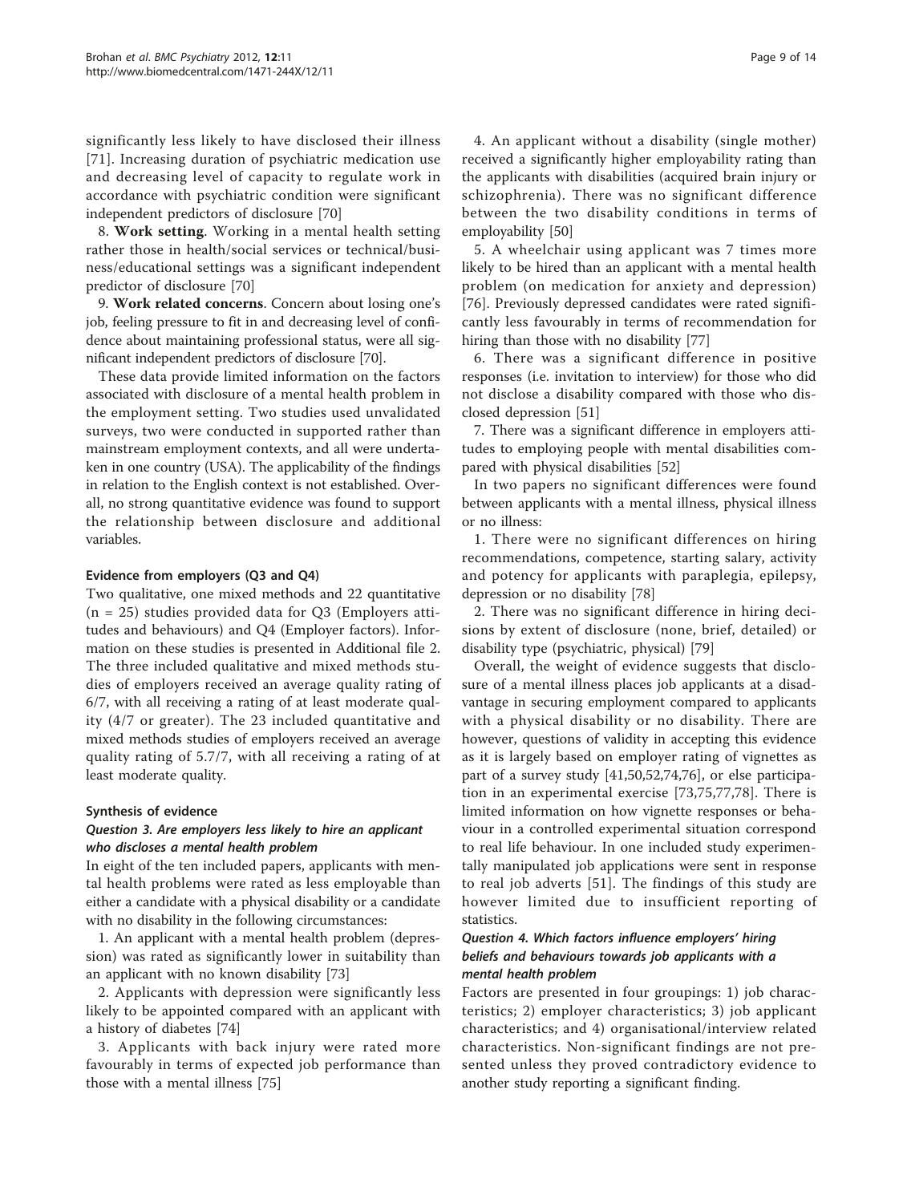significantly less likely to have disclosed their illness [71]. Increasing duration of psychiatric medication use and decreasing level of capacity to regulate work in accordance with psychiatric condition were significant independent predictors of disclosure [70]

8. **Work setting**. Working in a mental health setting rather those in health/social services or technical/business/educational settings was a significant independent predictor of disclosure [70]

9. **Work related concerns**. Concern about losing one's job, feeling pressure to fit in and decreasing level of confidence about maintaining professional status, were all significant independent predictors of disclosure [70].

These data provide limited information on the factors associated with disclosure of a mental health problem in the employment setting. Two studies used unvalidated surveys, two were conducted in supported rather than mainstream employment contexts, and all were undertaken in one country (USA). The applicability of the findings in relation to the English context is not established. Overall, no strong quantitative evidence was found to support the relationship between disclosure and additional variables.

### Evidence from employers (Q3 and Q4)

Two qualitative, one mixed methods and 22 quantitative (n = 25) studies provided data for Q3 (Employers attitudes and behaviours) and Q4 (Employer factors). Information on these studies is presented in Additional file 2. The three included qualitative and mixed methods studies of employers received an average quality rating of 6/7, with all receiving a rating of at least moderate quality (4/7 or greater). The 23 included quantitative and mixed methods studies of employers received an average quality rating of 5.7/7, with all receiving a rating of at least moderate quality.

### Synthesis of evidence

#### *Question 3. Are employers less likely to hire an applicant who discloses a mental health problem*

In eight of the ten included papers, applicants with mental health problems were rated as less employable than either a candidate with a physical disability or a candidate with no disability in the following circumstances:

1. An applicant with a mental health problem (depression) was rated as significantly lower in suitability than an applicant with no known disability [73]

2. Applicants with depression were significantly less likely to be appointed compared with an applicant with a history of diabetes [74]

3. Applicants with back injury were rated more favourably in terms of expected job performance than those with a mental illness [75]

4. An applicant without a disability (single mother) received a significantly higher employability rating than the applicants with disabilities (acquired brain injury or schizophrenia). There was no significant difference between the two disability conditions in terms of employability [50]

5. A wheelchair using applicant was 7 times more likely to be hired than an applicant with a mental health problem (on medication for anxiety and depression) [76]. Previously depressed candidates were rated significantly less favourably in terms of recommendation for hiring than those with no disability [77]

6. There was a significant difference in positive responses (i.e. invitation to interview) for those who did not disclose a disability compared with those who disclosed depression [51]

7. There was a significant difference in employers attitudes to employing people with mental disabilities compared with physical disabilities [52]

In two papers no significant differences were found between applicants with a mental illness, physical illness or no illness:

1. There were no significant differences on hiring recommendations, competence, starting salary, activity and potency for applicants with paraplegia, epilepsy, depression or no disability [78]

2. There was no significant difference in hiring decisions by extent of disclosure (none, brief, detailed) or disability type (psychiatric, physical) [79]

Overall, the weight of evidence suggests that disclosure of a mental illness places job applicants at a disadvantage in securing employment compared to applicants with a physical disability or no disability. There are however, questions of validity in accepting this evidence as it is largely based on employer rating of vignettes as part of a survey study [41,50,52,74,76], or else participation in an experimental exercise [73,75,77,78]. There is limited information on how vignette responses or behaviour in a controlled experimental situation correspond to real life behaviour. In one included study experimentally manipulated job applications were sent in response to real job adverts [51]. The findings of this study are however limited due to insufficient reporting of statistics.

#### *Question 4. Which factors influence employers' hiring beliefs and behaviours towards job applicants with a mental health problem*

Factors are presented in four groupings: 1) job characteristics; 2) employer characteristics; 3) job applicant characteristics; and 4) organisational/interview related characteristics. Non-significant findings are not presented unless they proved contradictory evidence to another study reporting a significant finding.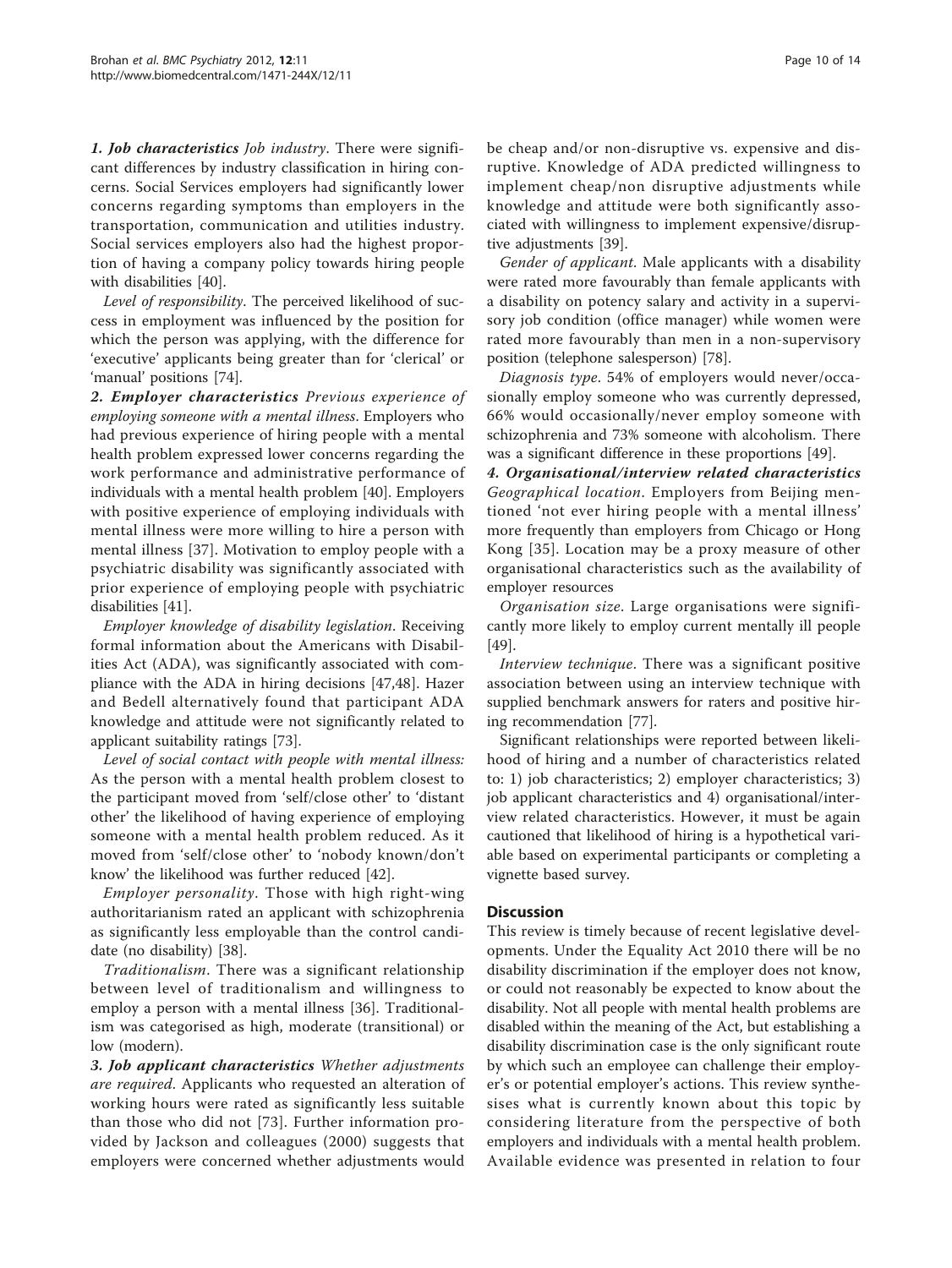**1. Job characteristics** *Job industry*. There were significant differences by industry classification in hiring concerns. Social Services employers had significantly lower concerns regarding symptoms than employers in the transportation, communication and utilities industry. Social services employers also had the highest proportion of having a company policy towards hiring people with disabilities [40].

*Level of responsibility*. The perceived likelihood of success in employment was influenced by the position for which the person was applying, with the difference for 'executive' applicants being greater than for 'clerical' or 'manual' positions [74].

**2. Employer characteristics** *Previous experience of employing someone with a mental illness*. Employers who had previous experience of hiring people with a mental health problem expressed lower concerns regarding the work performance and administrative performance of individuals with a mental health problem [40]. Employers with positive experience of employing individuals with mental illness were more willing to hire a person with mental illness [37]. Motivation to employ people with a psychiatric disability was significantly associated with prior experience of employing people with psychiatric disabilities [41].

*Employer knowledge of disability legislation*. Receiving formal information about the Americans with Disabilities Act (ADA), was significantly associated with compliance with the ADA in hiring decisions [47,48]. Hazer and Bedell alternatively found that participant ADA knowledge and attitude were not significantly related to applicant suitability ratings [73].

*Level of social contact with people with mental illness:* As the person with a mental health problem closest to the participant moved from 'self/close other' to 'distant other' the likelihood of having experience of employing someone with a mental health problem reduced. As it moved from 'self/close other' to 'nobody known/don't know' the likelihood was further reduced [42].

*Employer personality*. Those with high right-wing authoritarianism rated an applicant with schizophrenia as significantly less employable than the control candidate (no disability) [38].

*Traditionalism*. There was a significant relationship between level of traditionalism and willingness to employ a person with a mental illness [36]. Traditionalism was categorised as high, moderate (transitional) or low (modern).

**3. Job applicant characteristics** *Whether adjustments are required*. Applicants who requested an alteration of working hours were rated as significantly less suitable than those who did not [73]. Further information provided by Jackson and colleagues (2000) suggests that employers were concerned whether adjustments would be cheap and/or non-disruptive vs. expensive and disruptive. Knowledge of ADA predicted willingness to implement cheap/non disruptive adjustments while knowledge and attitude were both significantly associated with willingness to implement expensive/disruptive adjustments [39].

*Gender of applicant*. Male applicants with a disability were rated more favourably than female applicants with a disability on potency salary and activity in a supervisory job condition (office manager) while women were rated more favourably than men in a non-supervisory position (telephone salesperson) [78].

*Diagnosis type*. 54% of employers would never/occasionally employ someone who was currently depressed, 66% would occasionally/never employ someone with schizophrenia and 73% someone with alcoholism. There was a significant difference in these proportions [49].

**4. Organisational/interview related characteristics** *Geographical location*. Employers from Beijing mentioned 'not ever hiring people with a mental illness' more frequently than employers from Chicago or Hong Kong [35]. Location may be a proxy measure of other organisational characteristics such as the availability of employer resources

*Organisation size*. Large organisations were significantly more likely to employ current mentally ill people [49].

*Interview technique*. There was a significant positive association between using an interview technique with supplied benchmark answers for raters and positive hiring recommendation [77].

Significant relationships were reported between likelihood of hiring and a number of characteristics related to: 1) job characteristics; 2) employer characteristics; 3) job applicant characteristics and 4) organisational/interview related characteristics. However, it must be again cautioned that likelihood of hiring is a hypothetical variable based on experimental participants or completing a vignette based survey.

## Discussion

This review is timely because of recent legislative developments. Under the Equality Act 2010 there will be no disability discrimination if the employer does not know, or could not reasonably be expected to know about the disability. Not all people with mental health problems are disabled within the meaning of the Act, but establishing a disability discrimination case is the only significant route by which such an employee can challenge their employer's or potential employer's actions. This review synthesises what is currently known about this topic by considering literature from the perspective of both employers and individuals with a mental health problem. Available evidence was presented in relation to four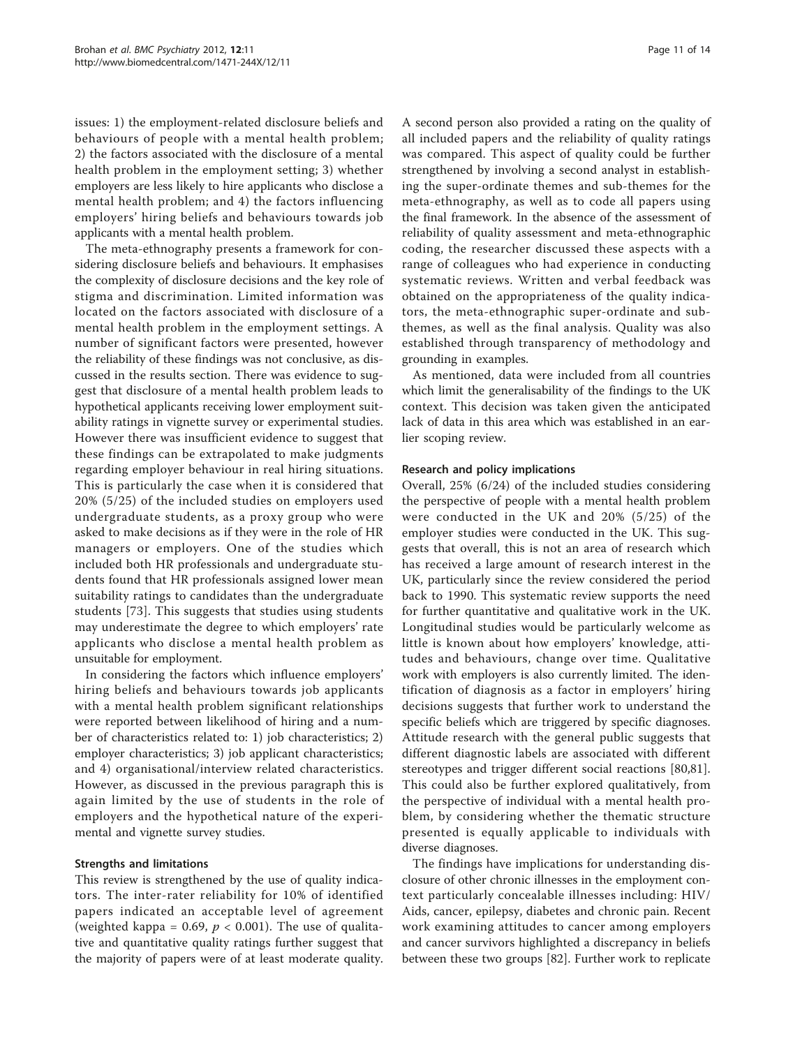issues: 1) the employment-related disclosure beliefs and behaviours of people with a mental health problem; 2) the factors associated with the disclosure of a mental health problem in the employment setting; 3) whether employers are less likely to hire applicants who disclose a mental health problem; and 4) the factors influencing employers' hiring beliefs and behaviours towards job applicants with a mental health problem.

The meta-ethnography presents a framework for considering disclosure beliefs and behaviours. It emphasises the complexity of disclosure decisions and the key role of stigma and discrimination. Limited information was located on the factors associated with disclosure of a mental health problem in the employment settings. A number of significant factors were presented, however the reliability of these findings was not conclusive, as discussed in the results section. There was evidence to suggest that disclosure of a mental health problem leads to hypothetical applicants receiving lower employment suitability ratings in vignette survey or experimental studies. However there was insufficient evidence to suggest that these findings can be extrapolated to make judgments regarding employer behaviour in real hiring situations. This is particularly the case when it is considered that 20% (5/25) of the included studies on employers used undergraduate students, as a proxy group who were asked to make decisions as if they were in the role of HR managers or employers. One of the studies which included both HR professionals and undergraduate students found that HR professionals assigned lower mean suitability ratings to candidates than the undergraduate students [73]. This suggests that studies using students may underestimate the degree to which employers' rate applicants who disclose a mental health problem as unsuitable for employment.

In considering the factors which influence employers' hiring beliefs and behaviours towards job applicants with a mental health problem significant relationships were reported between likelihood of hiring and a number of characteristics related to: 1) job characteristics; 2) employer characteristics; 3) job applicant characteristics; and 4) organisational/interview related characteristics. However, as discussed in the previous paragraph this is again limited by the use of students in the role of employers and the hypothetical nature of the experimental and vignette survey studies.

### Strengths and limitations

This review is strengthened by the use of quality indicators. The inter-rater reliability for 10% of identified papers indicated an acceptable level of agreement (weighted kappa = 0.69, $p < 0.001$). The use of qualitative and quantitative quality ratings further suggest that the majority of papers were of at least moderate quality. A second person also provided a rating on the quality of all included papers and the reliability of quality ratings was compared. This aspect of quality could be further strengthened by involving a second analyst in establishing the super-ordinate themes and sub-themes for the meta-ethnography, as well as to code all papers using the final framework. In the absence of the assessment of reliability of quality assessment and meta-ethnographic coding, the researcher discussed these aspects with a range of colleagues who had experience in conducting systematic reviews. Written and verbal feedback was obtained on the appropriateness of the quality indicators, the meta-ethnographic super-ordinate and sub-themes, as well as the final analysis. Quality was also established through transparency of methodology and grounding in examples.

As mentioned, data were included from all countries which limit the generalisability of the findings to the UK context. This decision was taken given the anticipated lack of data in this area which was established in an earlier scoping review.

### Research and policy implications

Overall, 25% (6/24) of the included studies considering the perspective of people with a mental health problem were conducted in the UK and 20% (5/25) of the employer studies were conducted in the UK. This suggests that overall, this is not an area of research which has received a large amount of research interest in the UK, particularly since the review considered the period back to 1990. This systematic review supports the need for further quantitative and qualitative work in the UK. Longitudinal studies would be particularly welcome as little is known about how employers' knowledge, attitudes and behaviours, change over time. Qualitative work with employers is also currently limited. The identification of diagnosis as a factor in employers' hiring decisions suggests that further work to understand the specific beliefs which are triggered by specific diagnoses. Attitude research with the general public suggests that different diagnostic labels are associated with different stereotypes and trigger different social reactions [80,81]. This could also be further explored qualitatively, from the perspective of individual with a mental health problem, by considering whether the thematic structure presented is equally applicable to individuals with diverse diagnoses.

The findings have implications for understanding disclosure of other chronic illnesses in the employment context particularly concealable illnesses including: HIV/Aids, cancer, epilepsy, diabetes and chronic pain. Recent work examining attitudes to cancer among employers and cancer survivors highlighted a discrepancy in beliefs between these two groups [82]. Further work to replicate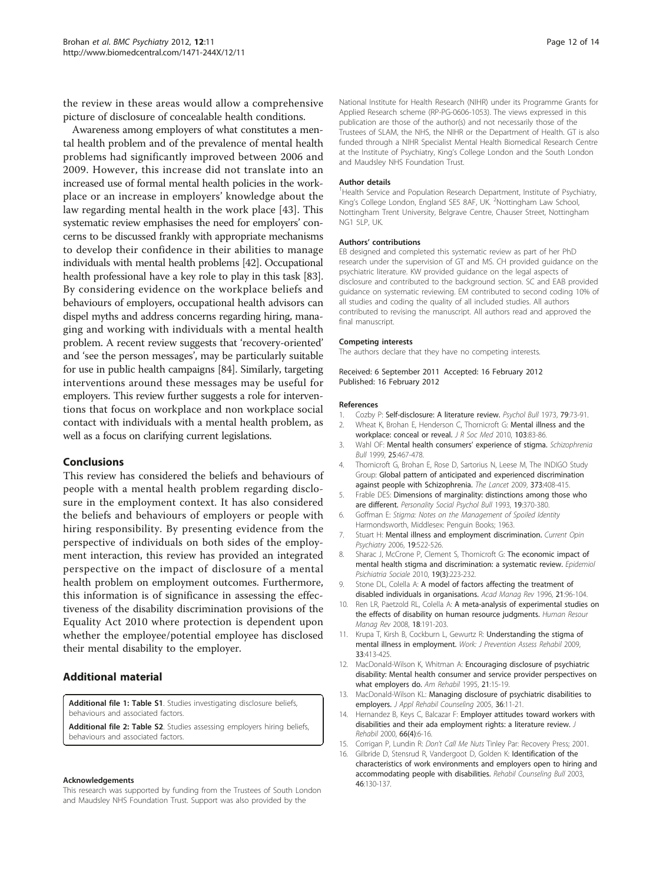the review in these areas would allow a comprehensive picture of disclosure of concealable health conditions.

Awareness among employers of what constitutes a mental health problem and of the prevalence of mental health problems had significantly improved between 2006 and 2009. However, this increase did not translate into an increased use of formal mental health policies in the workplace or an increase in employers' knowledge about the law regarding mental health in the work place [43]. This systematic review emphasises the need for employers' concerns to be discussed frankly with appropriate mechanisms to develop their confidence in their abilities to manage individuals with mental health problems [42]. Occupational health professional have a key role to play in this task [83]. By considering evidence on the workplace beliefs and behaviours of employers, occupational health advisors can dispel myths and address concerns regarding hiring, managing and working with individuals with a mental health problem. A recent review suggests that 'recovery-oriented' and 'see the person messages', may be particularly suitable for use in public health campaigns [84]. Similarly, targeting interventions around these messages may be useful for employers. This review further suggests a role for interventions that focus on workplace and non workplace social contact with individuals with a mental health problem, as well as a focus on clarifying current legislations.

## Conclusions

This review has considered the beliefs and behaviours of people with a mental health problem regarding disclosure in the employment context. It has also considered the beliefs and behaviours of employers or people with hiring responsibility. By presenting evidence from the perspective of individuals on both sides of the employment interaction, this review has provided an integrated perspective on the impact of disclosure of a mental health problem on employment outcomes. Furthermore, this information is of significance in assessing the effectiveness of the disability discrimination provisions of the Equality Act 2010 where protection is dependent upon whether the employee/potential employee has disclosed their mental disability to the employer.

## Additional material

**Additional file 1: Table S1**. Studies investigating disclosure beliefs, behaviours and associated factors.

**Additional file 2: Table S2**. Studies assessing employers hiring beliefs, behaviours and associated factors.

#### Acknowledgements

This research was supported by funding from the Trustees of South London and Maudsley NHS Foundation Trust. Support was also provided by the National Institute for Health Research (NIHR) under its Programme Grants for Applied Research scheme (RP-PG-0606-1053). The views expressed in this publication are those of the author(s) and not necessarily those of the Trustees of SLAM, the NHS, the NIHR or the Department of Health. GT is also funded through a NIHR Specialist Mental Health Biomedical Research Centre at the Institute of Psychiatry, King's College London and the South London and Maudsley NHS Foundation Trust.

#### Author details

[1]Health Service and Population Research Department, Institute of Psychiatry, King's College London, England SE5 8AF, UK. [2]Nottingham Law School, Nottingham Trent University, Belgrave Centre, Chauser Street, Nottingham NG1 5LP, UK.

#### Authors' contributions

EB designed and completed this systematic review as part of her PhD research under the supervision of GT and MS. CH provided guidance on the psychiatric literature. KW provided guidance on the legal aspects of disclosure and contributed to the background section. SC and EAB provided guidance on systematic reviewing. EM contributed to second coding 10% of all studies and coding the quality of all included studies. All authors contributed to revising the manuscript. All authors read and approved the final manuscript.

#### Competing interests

The authors declare that they have no competing interests.

Received: 6 September 2011 Accepted: 16 February 2012
Published: 16 February 2012

#### References

1. Cozby P: **Self-disclosure: A literature review.** *Psychol Bull* 1973, **79**:73-91.
2. Wheat K, Brohan E, Henderson C, Thornicroft G: **Mental illness and the workplace: conceal or reveal.** *J R Soc Med* 2010, **103**:83-86.
3. Wahl OF: **Mental health consumers' experience of stigma.** *Schizophrenia Bull* 1999, **25**:467-478.
4. Thornicroft G, Brohan E, Rose D, Sartorius N, Leese M, The INDIGO Study Group: **Global pattern of anticipated and experienced discrimination against people with Schizophrenia.** *The Lancet* 2009, **373**:408-415.
5. Frable DES: **Dimensions of marginality: distinctions among those who are different.** *Personality Social Psychol Bull* 1993, **19**:370-380.
6. Goffman E: *Stigma: Notes on the Management of Spoiled Identity* Harmondsworth, Middlesex: Penguin Books; 1963.
7. Stuart H: **Mental illness and employment discrimination.** *Current Opin Psychiatry* 2006, **19**:522-526.
8. Sharac J, McCrone P, Clement S, Thornicroft G: **The economic impact of mental health stigma and discrimination: a systematic review.** *Epidemiol Psichiatria Sociale* 2010, **19(3)**:223-232.
9. Stone DL, Colella A: **A model of factors affecting the treatment of disabled individuals in organisations.** *Acad Manag Rev* 1996, **21**:96-104.
10. Ren LR, Paetzold RL, Colella A: **A meta-analysis of experimental studies on the effects of disability on human resource judgments.** *Human Resour Manag Rev* 2008, **18**:191-203.
11. Krupa T, Kirsh B, Cockburn L, Gewurtz R: **Understanding the stigma of mental illness in employment.** *Work: J Prevention Assess Rehabil* 2009, **33**:413-425.
12. MacDonald-Wilson K, Whitman A: **Encouraging disclosure of psychiatric disability: Mental health consumer and service provider perspectives on what employers do.** *Am Rehabil* 1995, **21**:15-19.
13. MacDonald-Wilson KL: **Managing disclosure of psychiatric disabilities to employers.** *J Appl Rehabil Counseling* 2005, **36**:11-21.
14. Hernandez B, Keys C, Balcazar F: **Employer attitudes toward workers with disabilities and their ada employment rights: a literature review.** *J Rehabil* 2000, **66(4)**:6-16.
15. Corrigan P, Lundin R: *Don't Call Me Nuts* Tinley Par: Recovery Press; 2001.
16. Gilbride D, Stensrud R, Vandergoot D, Golden K: **Identification of the characteristics of work environments and employers open to hiring and accommodating people with disabilities.** *Rehabil Counseling Bull* 2003, **46**:130-137.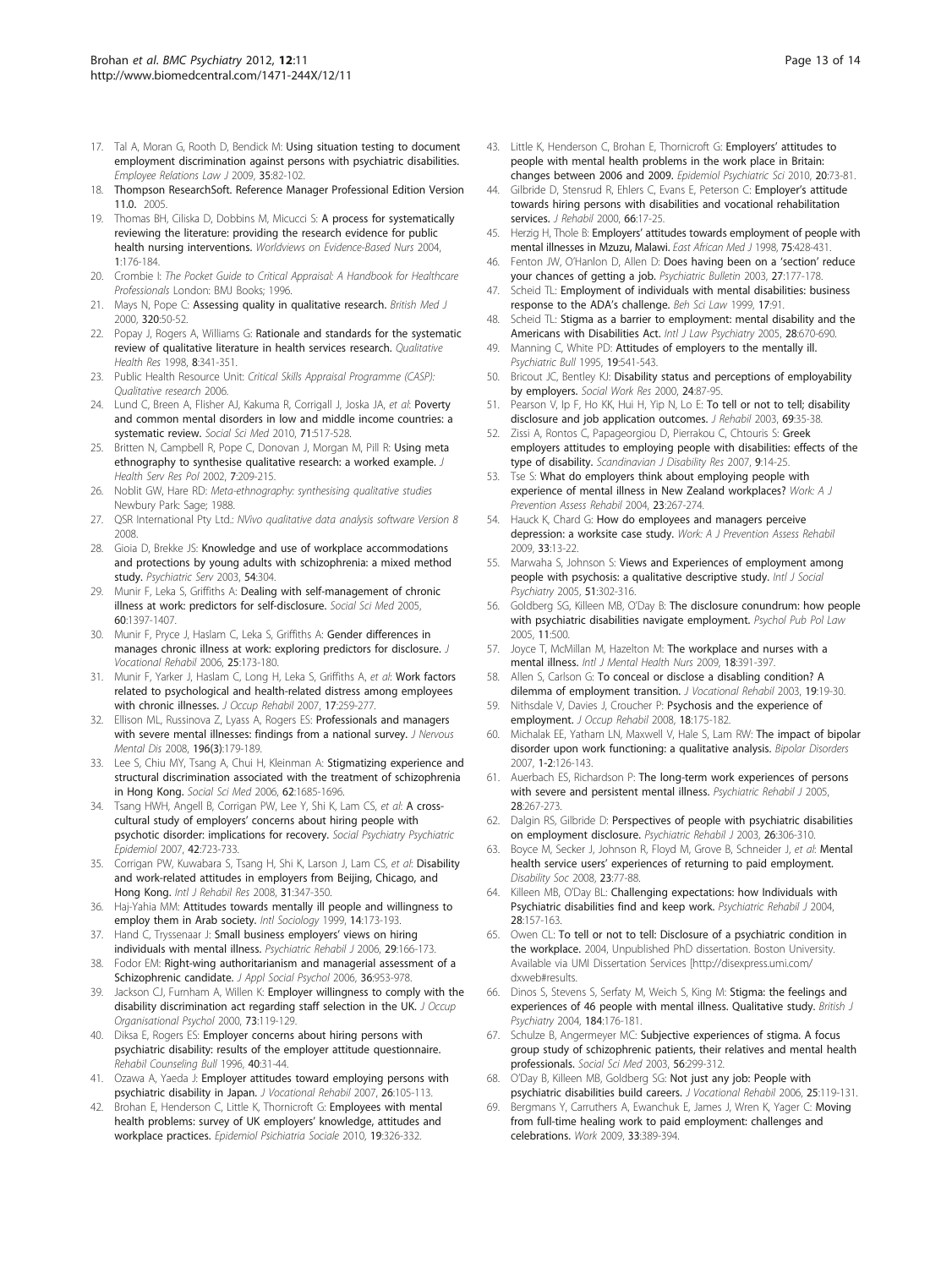17. Tal A, Moran G, Rooth D, Bendick M: **Using situation testing to document employment discrimination against persons with psychiatric disabilities.** *Employee Relations Law J* 2009, **35**:82-102.
18. **Thompson ResearchSoft. Reference Manager Professional Edition Version 11.0.** 2005.
19. Thomas BH, Ciliska D, Dobbins M, Micucci S: **A process for systematically reviewing the literature: providing the research evidence for public health nursing interventions.** *Worldviews on Evidence-Based Nurs* 2004, **1**:176-184.
20. Crombie I: *The Pocket Guide to Critical Appraisal: A Handbook for Healthcare Professionals* London: BMJ Books; 1996.
21. Mays N, Pope C: **Assessing quality in qualitative research.** *British Med J* 2000, **320**:50-52.
22. Popay J, Rogers A, Williams G: **Rationale and standards for the systematic review of qualitative literature in health services research.** *Qualitative Health Res* 1998, **8**:341-351.
23. Public Health Resource Unit: *Critical Skills Appraisal Programme (CASP): Qualitative research* 2006.
24. Lund C, Breen A, Flisher AJ, Kakuma R, Corrigall J, Joska JA, *et al*: **Poverty and common mental disorders in low and middle income countries: a systematic review.** *Social Sci Med* 2010, **71**:517-528.
25. Britten N, Campbell R, Pope C, Donovan J, Morgan M, Pill R: **Using meta ethnography to synthesise qualitative research: a worked example.** *J Health Serv Res Pol* 2002, **7**:209-215.
26. Noblit GW, Hare RD: *Meta-ethnography: synthesising qualitative studies* Newbury Park: Sage; 1988.
27. QSR International Pty Ltd.: *NVivo qualitative data analysis software Version 8* 2008.
28. Gioia D, Brekke JS: **Knowledge and use of workplace accommodations and protections by young adults with schizophrenia: a mixed method study.** *Psychiatric Serv* 2003, **54**:304.
29. Munir F, Leka S, Griffiths A: **Dealing with self-management of chronic illness at work: predictors for self-disclosure.** *Social Sci Med* 2005, **60**:1397-1407.
30. Munir F, Pryce J, Haslam C, Leka S, Griffiths A: **Gender differences in manages chronic illness at work: exploring predictors for disclosure.** *J Vocational Rehabil* 2006, **25**:173-180.
31. Munir F, Yarker J, Haslam C, Long H, Leka S, Griffiths A, *et al*: **Work factors related to psychological and health-related distress among employees with chronic illnesses.** *J Occup Rehabil* 2007, **17**:259-277.
32. Ellison ML, Russinova Z, Lyass A, Rogers ES: **Professionals and managers with severe mental illnesses: findings from a national survey.** *J Nervous Mental Dis* 2008, **196(3)**:179-189.
33. Lee S, Chiu MY, Tsang A, Chui H, Kleinman A: **Stigmatizing experience and structural discrimination associated with the treatment of schizophrenia in Hong Kong.** *Social Sci Med* 2006, **62**:1685-1696.
34. Tsang HWH, Angell B, Corrigan PW, Lee Y, Shi K, Lam CS, *et al*: **A cross-cultural study of employers' concerns about hiring people with psychotic disorder: implications for recovery.** *Social Psychiatry Psychiatric Epidemiol* 2007, **42**:723-733.
35. Corrigan PW, Kuwabara S, Tsang H, Shi K, Larson J, Lam CS, *et al*: **Disability and work-related attitudes in employers from Beijing, Chicago, and Hong Kong.** *Intl J Rehabil Res* 2008, **31**:347-350.
36. Haj-Yahia MM: **Attitudes towards mentally ill people and willingness to employ them in Arab society.** *Intl Sociology* 1999, **14**:173-193.
37. Hand C, Tryssenaar J: **Small business employers' views on hiring individuals with mental illness.** *Psychiatric Rehabil J* 2006, **29**:166-173.
38. Fodor EM: **Right-wing authoritarianism and managerial assessment of a Schizophrenic candidate.** *J Appl Social Psychol* 2006, **36**:953-978.
39. Jackson CJ, Furnham A, Willen K: **Employer willingness to comply with the disability discrimination act regarding staff selection in the UK.** *J Occup Organisational Psychol* 2000, **73**:119-129.
40. Diksa E, Rogers ES: **Employer concerns about hiring persons with psychiatric disability: results of the employer attitude questionnaire.** *Rehabil Counseling Bull* 1996, **40**:31-44.
41. Ozawa A, Yaeda J: **Employer attitudes toward employing persons with psychiatric disability in Japan.** *J Vocational Rehabil* 2007, **26**:105-113.
42. Brohan E, Henderson C, Little K, Thornicroft G: **Employees with mental health problems: survey of UK employers' knowledge, attitudes and workplace practices.** *Epidemiol Psichiatria Sociale* 2010, **19**:326-332.
43. Little K, Henderson C, Brohan E, Thornicroft G: **Employers' attitudes to people with mental health problems in the work place in Britain: changes between 2006 and 2009.** *Epidemiol Psychiatric Sci* 2010, **20**:73-81.
44. Gilbride D, Stensrud R, Ehlers C, Evans E, Peterson C: **Employer's attitude towards hiring persons with disabilities and vocational rehabilitation services.** *J Rehabil* 2000, **66**:17-25.
45. Herzig H, Thole B: **Employers' attitudes towards employment of people with mental illnesses in Mzuzu, Malawi.** *East African Med J* 1998, **75**:428-431.
46. Fenton JW, O'Hanlon D, Allen D: **Does having been on a 'section' reduce your chances of getting a job.** *Psychiatric Bulletin* 2003, **27**:177-178.
47. Scheid TL: **Employment of individuals with mental disabilities: business response to the ADA's challenge.** *Beh Sci Law* 1999, **17**:91.
48. Scheid TL: **Stigma as a barrier to employment: mental disability and the Americans with Disabilities Act.** *Intl J Law Psychiatry* 2005, **28**:670-690.
49. Manning C, White PD: **Attitudes of employers to the mentally ill.** *Psychiatric Bull* 1995, **19**:541-543.
50. Bricout JC, Bentley KJ: **Disability status and perceptions of employability by employers.** *Social Work Res* 2000, **24**:87-95.
51. Pearson V, Ip F, Ho KK, Hui H, Yip N, Lo E: **To tell or not to tell; disability disclosure and job application outcomes.** *J Rehabil* 2003, **69**:35-38.
52. Zissi A, Rontos C, Papageorgiou D, Pierrakou C, Chtouris S: **Greek employers attitudes to employing people with disabilities: effects of the type of disability.** *Scandinavian J Disability Res* 2007, **9**:14-25.
53. Tse S: **What do employers think about employing people with experience of mental illness in New Zealand workplaces?** *Work: A J Prevention Assess Rehabil* 2004, **23**:267-274.
54. Hauck K, Chard G: **How do employees and managers perceive depression: a worksite case study.** *Work: A J Prevention Assess Rehabil* 2009, **33**:13-22.
55. Marwaha S, Johnson S: **Views and Experiences of employment among people with psychosis: a qualitative descriptive study.** *Intl J Social Psychiatry* 2005, **51**:302-316.
56. Goldberg SG, Killeen MB, O'Day B: **The disclosure conundrum: how people with psychiatric disabilities navigate employment.** *Psychol Pub Pol Law* 2005, **11**:500.
57. Joyce T, McMillan M, Hazelton M: **The workplace and nurses with a mental illness.** *Intl J Mental Health Nurs* 2009, **18**:391-397.
58. Allen S, Carlson G: **To conceal or disclose a disabling condition? A dilemma of employment transition.** *J Vocational Rehabil* 2003, **19**:19-30.
59. Nithsdale V, Davies J, Croucher P: **Psychosis and the experience of employment.** *J Occup Rehabil* 2008, **18**:175-182.
60. Michalak EE, Yatham LN, Maxwell V, Hale S, Lam RW: **The impact of bipolar disorder upon work functioning: a qualitative analysis.** *Bipolar Disorders* 2007, **1-2**:126-143.
61. Auerbach ES, Richardson P: **The long-term work experiences of persons with severe and persistent mental illness.** *Psychiatric Rehabil J* 2005, **28**:267-273.
62. Dalgin RS, Gilbride D: **Perspectives of people with psychiatric disabilities on employment disclosure.** *Psychiatric Rehabil J* 2003, **26**:306-310.
63. Boyce M, Secker J, Johnson R, Floyd M, Grove B, Schneider J, *et al*: **Mental health service users' experiences of returning to paid employment.** *Disability Soc* 2008, **23**:77-88.
64. Killeen MB, O'Day BL: **Challenging expectations: how Individuals with Psychiatric disabilities find and keep work.** *Psychiatric Rehabil J* 2004, **28**:157-163.
65. Owen CL: **To tell or not to tell: Disclosure of a psychiatric condition in the workplace.** 2004, Unpublished PhD dissertation. Boston University. Available via UMI Dissertation Services [http://disexpress.umi.com/dxweb#results.
66. Dinos S, Stevens S, Serfaty M, Weich S, King M: **Stigma: the feelings and experiences of 46 people with mental illness. Qualitative study.** *British J Psychiatry* 2004, **184**:176-181.
67. Schulze B, Angermeyer MC: **Subjective experiences of stigma. A focus group study of schizophrenic patients, their relatives and mental health professionals.** *Social Sci Med* 2003, **56**:299-312.
68. O'Day B, Killeen MB, Goldberg SG: **Not just any job: People with psychiatric disabilities build careers.** *J Vocational Rehabil* 2006, **25**:119-131.
69. Bergmans Y, Carruthers A, Ewanchuk E, James J, Wren K, Yager C: **Moving from full-time healing work to paid employment: challenges and celebrations.** *Work* 2009, **33**:389-394.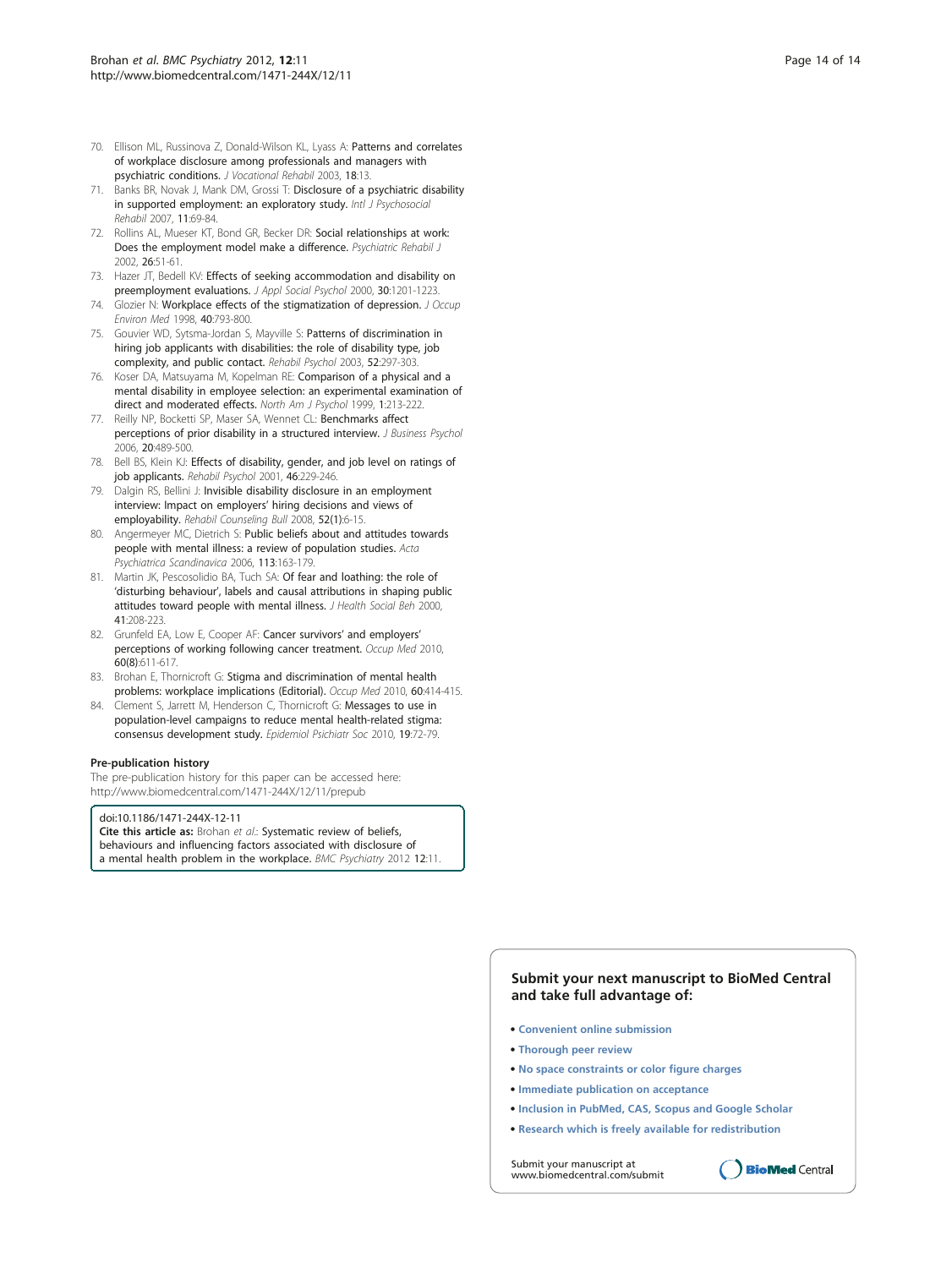70. Ellison ML, Russinova Z, Donald-Wilson KL, Lyass A: **Patterns and correlates of workplace disclosure among professionals and managers with psychiatric conditions.** *J Vocational Rehabil* 2003, **18**:13.
71. Banks BR, Novak J, Mank DM, Grossi T: **Disclosure of a psychiatric disability in supported employment: an exploratory study.** *Intl J Psychosocial Rehabil* 2007, **11**:69-84.
72. Rollins AL, Mueser KT, Bond GR, Becker DR: **Social relationships at work: Does the employment model make a difference.** *Psychiatric Rehabil J* 2002, **26**:51-61.
73. Hazer JT, Bedell KV: **Effects of seeking accommodation and disability on preemployment evaluations.** *J Appl Social Psychol* 2000, **30**:1201-1223.
74. Glozier N: **Workplace effects of the stigmatization of depression.** *J Occup Environ Med* 1998, **40**:793-800.
75. Gouvier WD, Sytsma-Jordan S, Mayville S: **Patterns of discrimination in hiring job applicants with disabilities: the role of disability type, job complexity, and public contact.** *Rehabil Psychol* 2003, **52**:297-303.
76. Koser DA, Matsuyama M, Kopelman RE: **Comparison of a physical and a mental disability in employee selection: an experimental examination of direct and moderated effects.** *North Am J Psychol* 1999, **1**:213-222.
77. Reilly NP, Bocketti SP, Maser SA, Wennet CL: **Benchmarks affect perceptions of prior disability in a structured interview.** *J Business Psychol* 2006, **20**:489-500.
78. Bell BS, Klein KJ: **Effects of disability, gender, and job level on ratings of job applicants.** *Rehabil Psychol* 2001, **46**:229-246.
79. Dalgin RS, Bellini J: **Invisible disability disclosure in an employment interview: Impact on employers' hiring decisions and views of employability.** *Rehabil Counseling Bull* 2008, **52(1)**:6-15.
80. Angermeyer MC, Dietrich S: **Public beliefs about and attitudes towards people with mental illness: a review of population studies.** *Acta Psychiatrica Scandinavica* 2006, **113**:163-179.
81. Martin JK, Pescosolidio BA, Tuch SA: **Of fear and loathing: the role of 'disturbing behaviour', labels and causal attributions in shaping public attitudes toward people with mental illness.** *J Health Social Beh* 2000, **41**:208-223.
82. Grunfeld EA, Low E, Cooper AF: **Cancer survivors' and employers' perceptions of working following cancer treatment.** *Occup Med* 2010, **60(8)**:611-617.
83. Brohan E, Thornicroft G: **Stigma and discrimination of mental health problems: workplace implications (Editorial).** *Occup Med* 2010, **60**:414-415.
84. Clement S, Jarrett M, Henderson C, Thornicroft G: **Messages to use in population-level campaigns to reduce mental health-related stigma: consensus development study.** *Epidemiol Psichiatr Soc* 2010, **19**:72-79.

#### Pre-publication history

The pre-publication history for this paper can be accessed here:
http://www.biomedcentral.com/1471-244X/12/11/prepub

doi:10.1186/1471-244X-12-11

**Cite this article as:** Brohan *et al.*: Systematic review of beliefs, behaviours and influencing factors associated with disclosure of a mental health problem in the workplace. *BMC Psychiatry* 2012 **12**:11.

**Submit your next manuscript to BioMed Central and take full advantage of:**

- Convenient online submission
- Thorough peer review
- No space constraints or color figure charges
- Immediate publication on acceptance
- Inclusion in PubMed, CAS, Scopus and Google Scholar
- Research which is freely available for redistribution

Submit your manuscript at
www.biomedcentral.com/submit

BioMed Central